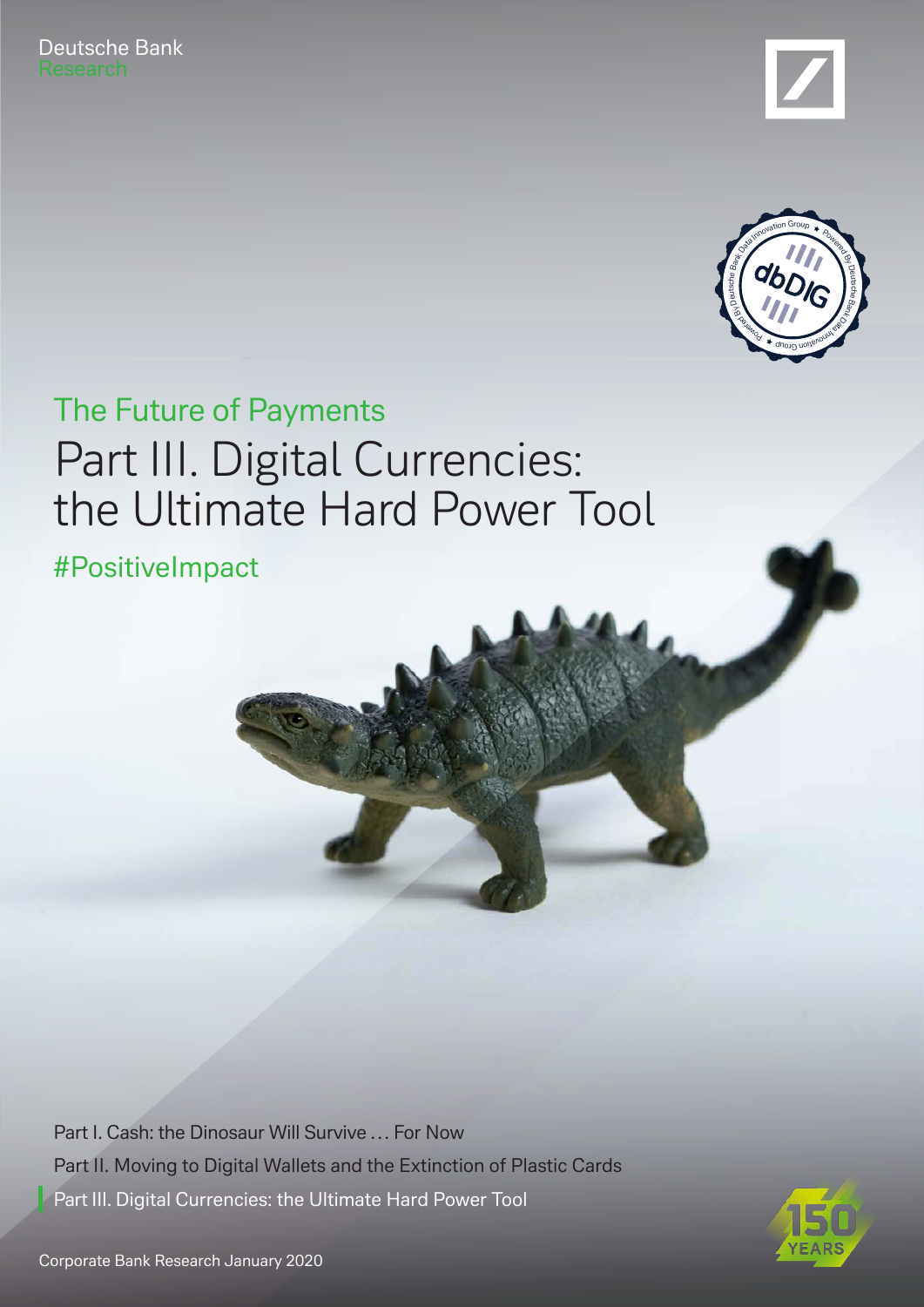Deutsche Bank
Research

The Future of Payments

# Part III. Digital Currencies: the Ultimate Hard Power Tool

#PositiveImpact

Part I. Cash: the Dinosaur Will Survive … For Now

Part II. Moving to Digital Wallets and the Extinction of Plastic Cards

Part III. Digital Currencies: the Ultimate Hard Power Tool

Corporate Bank Research January 2020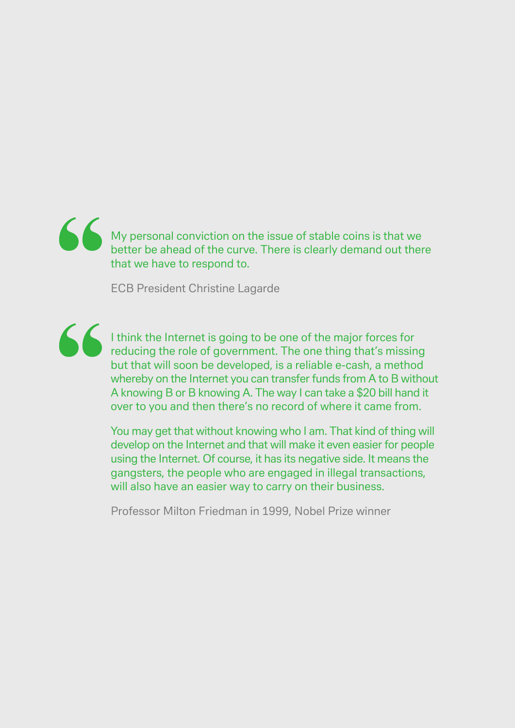> My personal conviction on the issue of stable coins is that we better be ahead of the curve. There is clearly demand out there that we have to respond to.
>
> ECB President Christine Lagarde

> I think the Internet is going to be one of the major forces for reducing the role of government. The one thing that's missing but that will soon be developed, is a reliable e-cash, a method whereby on the Internet you can transfer funds from A to B without A knowing B or B knowing A. The way I can take a $20 bill hand it over to you and then there's no record of where it came from.
>
> You may get that without knowing who I am. That kind of thing will develop on the Internet and that will make it even easier for people using the Internet. Of course, it has its negative side. It means the gangsters, the people who are engaged in illegal transactions, will also have an easier way to carry on their business.
>
> Professor Milton Friedman in 1999, Nobel Prize winner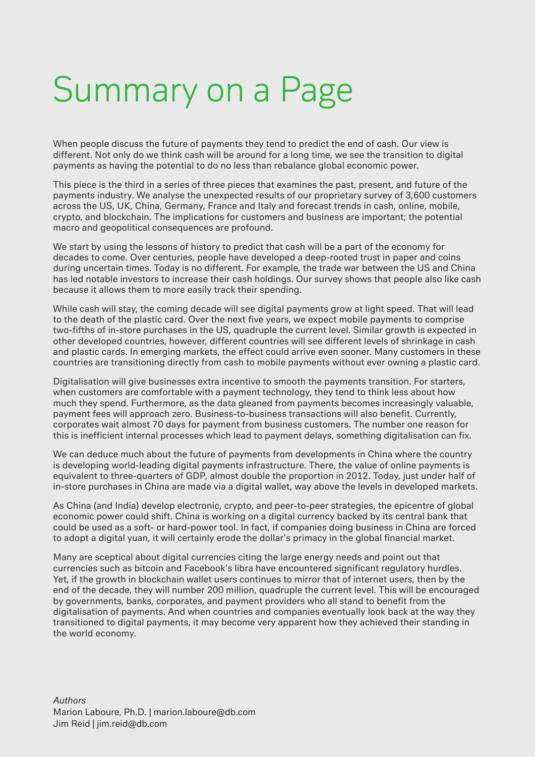# Summary on a Page

When people discuss the future of payments they tend to predict the end of cash. Our view is different. Not only do we think cash will be around for a long time, we see the transition to digital payments as having the potential to do no less than rebalance global economic power.

This piece is the third in a series of three pieces that examines the past, present, and future of the payments industry. We analyse the unexpected results of our proprietary survey of 3,600 customers across the US, UK, China, Germany, France and Italy and forecast trends in cash, online, mobile, crypto, and blockchain. The implications for customers and business are important; the potential macro and geopolitical consequences are profound.

We start by using the lessons of history to predict that cash will be a part of the economy for decades to come. Over centuries, people have developed a deep-rooted trust in paper and coins during uncertain times. Today is no different. For example, the trade war between the US and China has led notable investors to increase their cash holdings. Our survey shows that people also like cash because it allows them to more easily track their spending.

While cash will stay, the coming decade will see digital payments grow at light speed. That will lead to the death of the plastic card. Over the next five years, we expect mobile payments to comprise two-fifths of in-store purchases in the US, quadruple the current level. Similar growth is expected in other developed countries, however, different countries will see different levels of shrinkage in cash and plastic cards. In emerging markets, the effect could arrive even sooner. Many customers in these countries are transitioning directly from cash to mobile payments without ever owning a plastic card.

Digitalisation will give businesses extra incentive to smooth the payments transition. For starters, when customers are comfortable with a payment technology, they tend to think less about how much they spend. Furthermore, as the data gleaned from payments becomes increasingly valuable, payment fees will approach zero. Business-to-business transactions will also benefit. Currently, corporates wait almost 70 days for payment from business customers. The number one reason for this is inefficient internal processes which lead to payment delays, something digitalisation can fix.

We can deduce much about the future of payments from developments in China where the country is developing world-leading digital payments infrastructure. There, the value of online payments is equivalent to three-quarters of GDP, almost double the proportion in 2012. Today, just under half of in-store purchases in China are made via a digital wallet, way above the levels in developed markets.

As China (and India) develop electronic, crypto, and peer-to-peer strategies, the epicentre of global economic power could shift. China is working on a digital currency backed by its central bank that could be used as a soft- or hard-power tool. In fact, if companies doing business in China are forced to adopt a digital yuan, it will certainly erode the dollar's primacy in the global financial market.

Many are sceptical about digital currencies citing the large energy needs and point out that currencies such as bitcoin and Facebook's libra have encountered significant regulatory hurdles. Yet, if the growth in blockchain wallet users continues to mirror that of internet users, then by the end of the decade, they will number 200 million, quadruple the current level. This will be encouraged by governments, banks, corporates, and payment providers who all stand to benefit from the digitalisation of payments. And when countries and companies eventually look back at the way they transitioned to digital payments, it may become very apparent how they achieved their standing in the world economy.

*Authors*
Marion Laboure, Ph.D. | marion.laboure@db.com
Jim Reid | jim.reid@db.com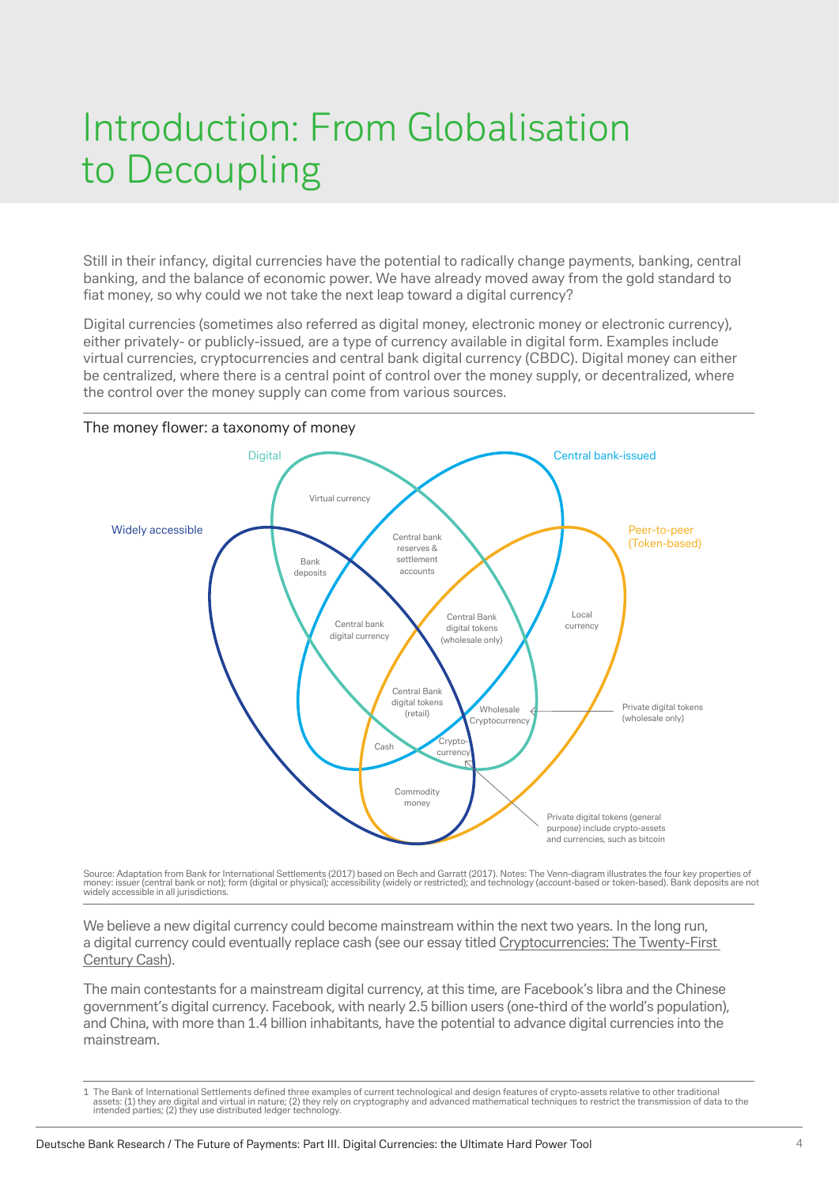# Introduction: From Globalisation to Decoupling

Still in their infancy, digital currencies have the potential to radically change payments, banking, central banking, and the balance of economic power. We have already moved away from the gold standard to fiat money, so why could we not take the next leap toward a digital currency?

Digital currencies (sometimes also referred as digital money, electronic money or electronic currency), either privately- or publicly-issued, are a type of currency available in digital form. Examples include virtual currencies, cryptocurrencies and central bank digital currency (CBDC). Digital money can either be centralized, where there is a central point of control over the money supply, or decentralized, where the control over the money supply can come from various sources.

The money flower: a taxonomy of money

Digital | Central bank-issued | Widely accessible | Peer-to-peer (Token-based)

Virtual currency | Central bank reserves & settlement accounts | Bank deposits | Central bank digital currency | Central Bank digital tokens (wholesale only) | Local currency | Central Bank digital tokens (retail) | Wholesale Cryptocurrency | Private digital tokens (wholesale only) | Cash | Crypto-currency | Commodity money | Private digital tokens (general purpose) include crypto-assets and currencies, such as bitcoin

Source: Adaptation from Bank for International Settlements (2017) based on Bech and Garratt (2017). Notes: The Venn-diagram illustrates the four key properties of money: issuer (central bank or not); form (digital or physical); accessibility (widely or restricted); and technology (account-based or token-based). Bank deposits are not widely accessible in all jurisdictions.

We believe a new digital currency could become mainstream within the next two years. In the long run, a digital currency could eventually replace cash (see our essay titled Cryptocurrencies: The Twenty-First Century Cash).

The main contestants for a mainstream digital currency, at this time, are Facebook's libra and the Chinese government's digital currency. Facebook, with nearly 2.5 billion users (one-third of the world's population), and China, with more than 1.4 billion inhabitants, have the potential to advance digital currencies into the mainstream.

1 The Bank of International Settlements defined three examples of current technological and design features of crypto-assets relative to other traditional assets: (1) they are digital and virtual in nature; (2) they rely on cryptography and advanced mathematical techniques to restrict the transmission of data to the intended parties; (2) they use distributed ledger technology.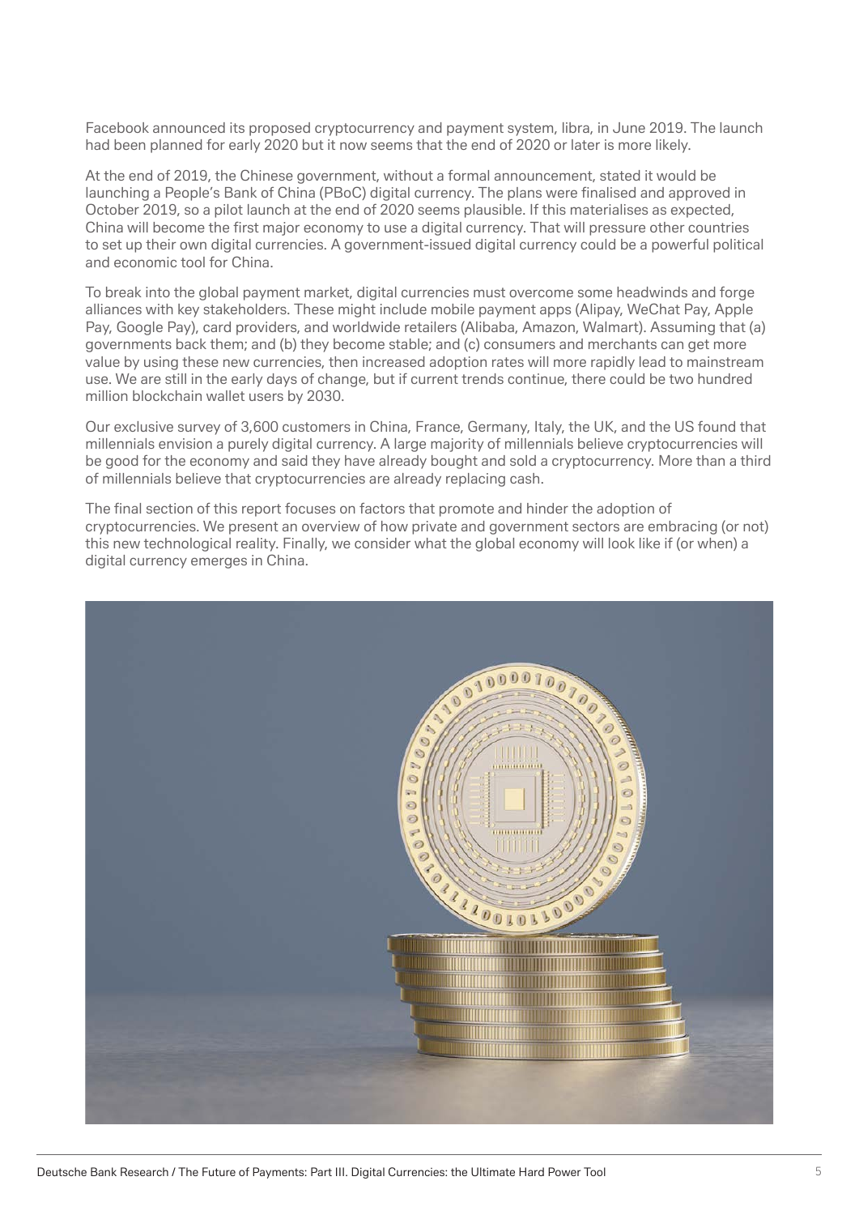Facebook announced its proposed cryptocurrency and payment system, libra, in June 2019. The launch had been planned for early 2020 but it now seems that the end of 2020 or later is more likely.

At the end of 2019, the Chinese government, without a formal announcement, stated it would be launching a People's Bank of China (PBoC) digital currency. The plans were finalised and approved in October 2019, so a pilot launch at the end of 2020 seems plausible. If this materialises as expected, China will become the first major economy to use a digital currency. That will pressure other countries to set up their own digital currencies. A government-issued digital currency could be a powerful political and economic tool for China.

To break into the global payment market, digital currencies must overcome some headwinds and forge alliances with key stakeholders. These might include mobile payment apps (Alipay, WeChat Pay, Apple Pay, Google Pay), card providers, and worldwide retailers (Alibaba, Amazon, Walmart). Assuming that (a) governments back them; and (b) they become stable; and (c) consumers and merchants can get more value by using these new currencies, then increased adoption rates will more rapidly lead to mainstream use. We are still in the early days of change, but if current trends continue, there could be two hundred million blockchain wallet users by 2030.

Our exclusive survey of 3,600 customers in China, France, Germany, Italy, the UK, and the US found that millennials envision a purely digital currency. A large majority of millennials believe cryptocurrencies will be good for the economy and said they have already bought and sold a cryptocurrency. More than a third of millennials believe that cryptocurrencies are already replacing cash.

The final section of this report focuses on factors that promote and hinder the adoption of cryptocurrencies. We present an overview of how private and government sectors are embracing (or not) this new technological reality. Finally, we consider what the global economy will look like if (or when) a digital currency emerges in China.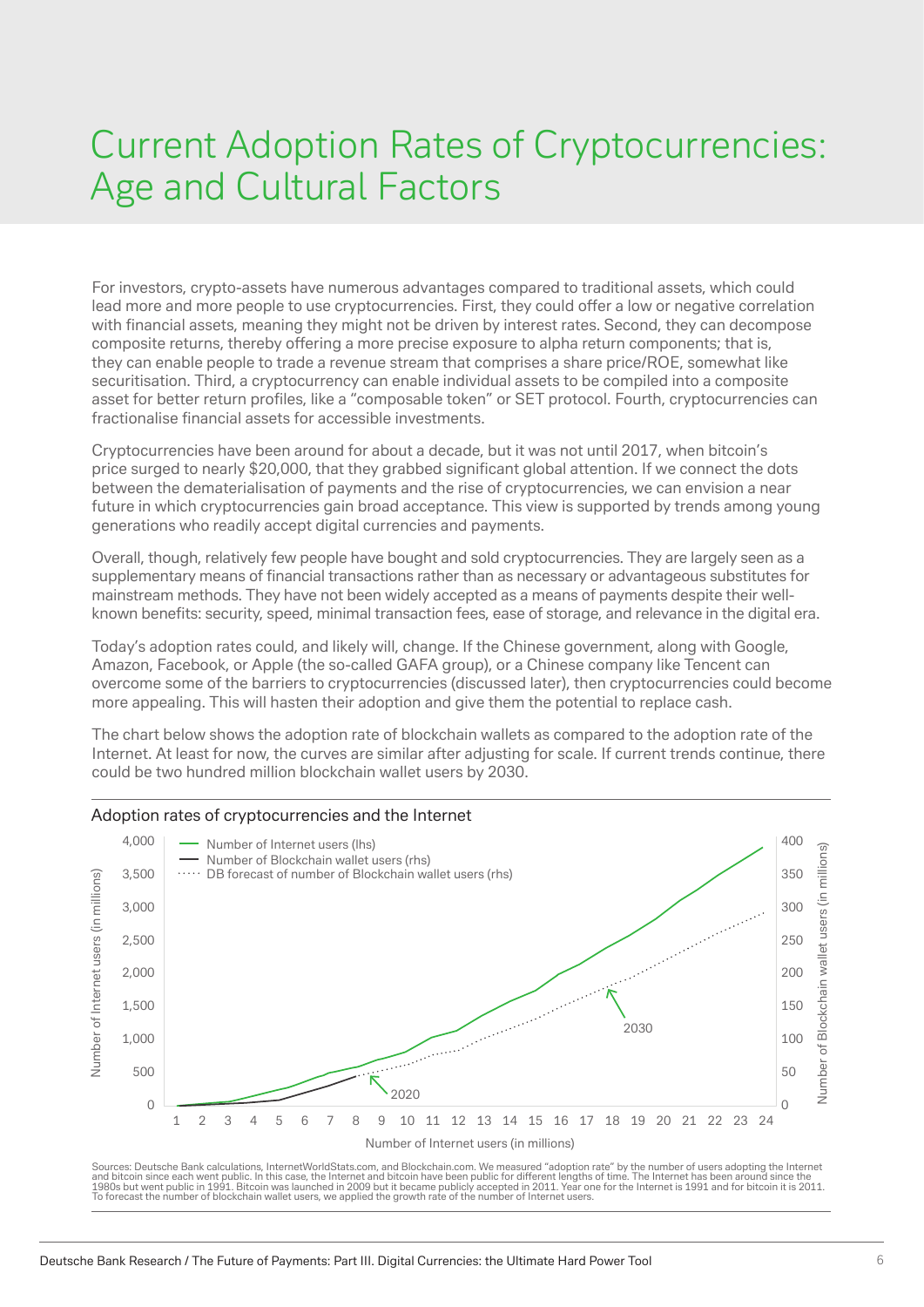# Current Adoption Rates of Cryptocurrencies: Age and Cultural Factors

For investors, crypto-assets have numerous advantages compared to traditional assets, which could lead more and more people to use cryptocurrencies. First, they could offer a low or negative correlation with financial assets, meaning they might not be driven by interest rates. Second, they can decompose composite returns, thereby offering a more precise exposure to alpha return components; that is, they can enable people to trade a revenue stream that comprises a share price/ROE, somewhat like securitisation. Third, a cryptocurrency can enable individual assets to be compiled into a composite asset for better return profiles, like a "composable token" or SET protocol. Fourth, cryptocurrencies can fractionalise financial assets for accessible investments.

Cryptocurrencies have been around for about a decade, but it was not until 2017, when bitcoin's price surged to nearly $20,000, that they grabbed significant global attention. If we connect the dots between the dematerialisation of payments and the rise of cryptocurrencies, we can envision a near future in which cryptocurrencies gain broad acceptance. This view is supported by trends among young generations who readily accept digital currencies and payments.

Overall, though, relatively few people have bought and sold cryptocurrencies. They are largely seen as a supplementary means of financial transactions rather than as necessary or advantageous substitutes for mainstream methods. They have not been widely accepted as a means of payments despite their well-known benefits: security, speed, minimal transaction fees, ease of storage, and relevance in the digital era.

Today's adoption rates could, and likely will, change. If the Chinese government, along with Google, Amazon, Facebook, or Apple (the so-called GAFA group), or a Chinese company like Tencent can overcome some of the barriers to cryptocurrencies (discussed later), then cryptocurrencies could become more appealing. This will hasten their adoption and give them the potential to replace cash.

The chart below shows the adoption rate of blockchain wallets as compared to the adoption rate of the Internet. At least for now, the curves are similar after adjusting for scale. If current trends continue, there could be two hundred million blockchain wallet users by 2030.

Adoption rates of cryptocurrencies and the Internet

Sources: Deutsche Bank calculations, InternetWorldStats.com, and Blockchain.com. We measured "adoption rate" by the number of users adopting the Internet and bitcoin since each went public. In this case, the Internet and bitcoin have been public for different lengths of time. The Internet has been around since the 1980s but went public in 1991. Bitcoin was launched in 2009 but it became publicly accepted in 2011. Year one for the Internet is 1991 and for bitcoin it is 2011. To forecast the number of blockchain wallet users, we applied the growth rate of the number of Internet users.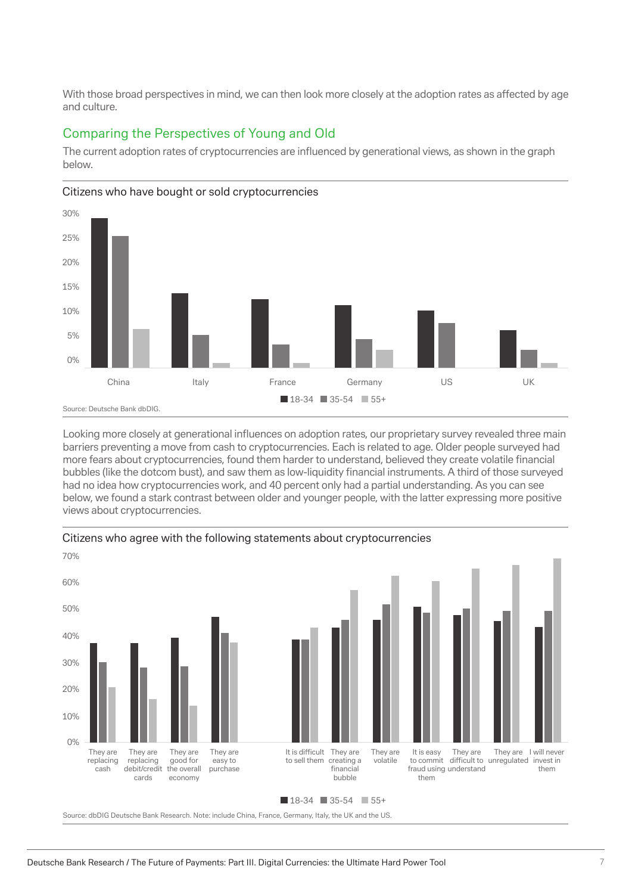With those broad perspectives in mind, we can then look more closely at the adoption rates as affected by age and culture.

## Comparing the Perspectives of Young and Old

The current adoption rates of cryptocurrencies are influenced by generational views, as shown in the graph below.

Citizens who have bought or sold cryptocurrencies

Source: Deutsche Bank dbDIG.

Looking more closely at generational influences on adoption rates, our proprietary survey revealed three main barriers preventing a move from cash to cryptocurrencies. Each is related to age. Older people surveyed had more fears about cryptocurrencies, found them harder to understand, believed they create volatile financial bubbles (like the dotcom bust), and saw them as low-liquidity financial instruments. A third of those surveyed had no idea how cryptocurrencies work, and 40 percent only had a partial understanding. As you can see below, we found a stark contrast between older and younger people, with the latter expressing more positive views about cryptocurrencies.

Citizens who agree with the following statements about cryptocurrencies

Source: dbDIG Deutsche Bank Research. Note: include China, France, Germany, Italy, the UK and the US.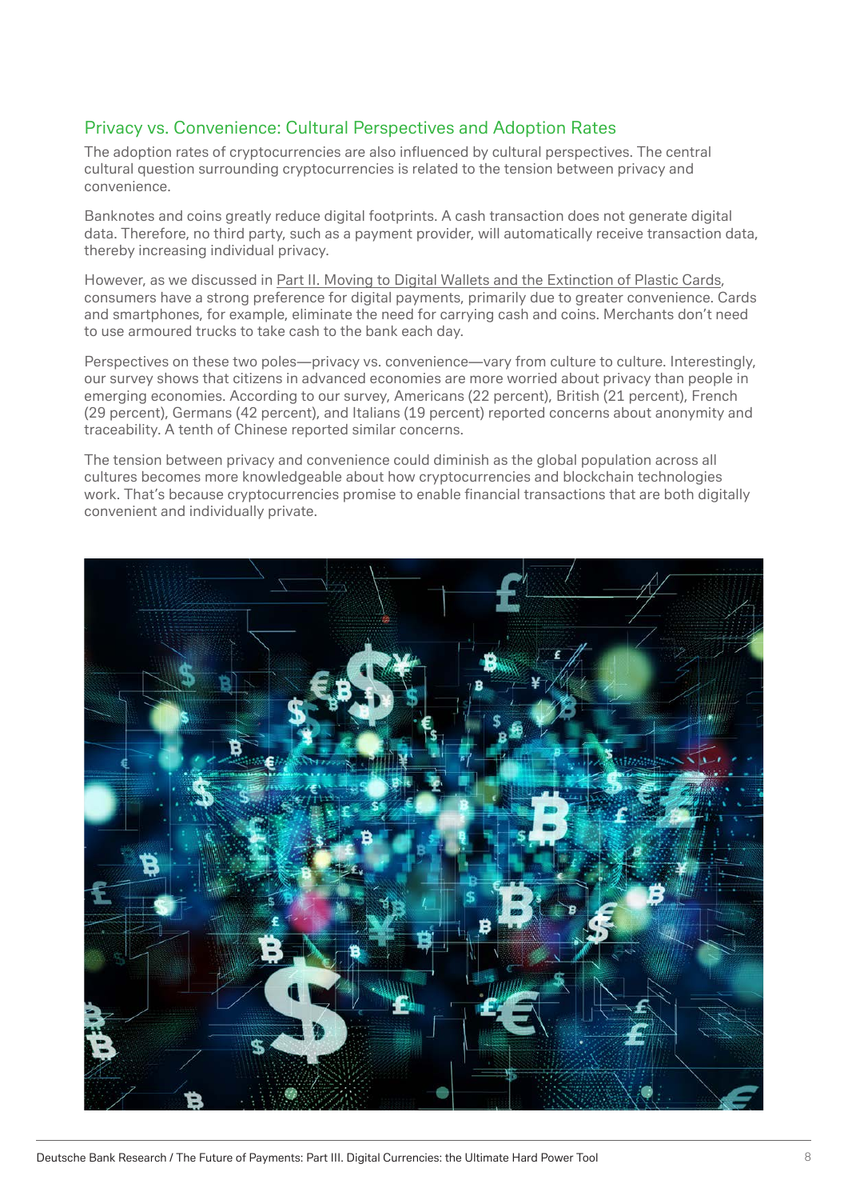## Privacy vs. Convenience: Cultural Perspectives and Adoption Rates

The adoption rates of cryptocurrencies are also influenced by cultural perspectives. The central cultural question surrounding cryptocurrencies is related to the tension between privacy and convenience.

Banknotes and coins greatly reduce digital footprints. A cash transaction does not generate digital data. Therefore, no third party, such as a payment provider, will automatically receive transaction data, thereby increasing individual privacy.

However, as we discussed in Part II. Moving to Digital Wallets and the Extinction of Plastic Cards, consumers have a strong preference for digital payments, primarily due to greater convenience. Cards and smartphones, for example, eliminate the need for carrying cash and coins. Merchants don't need to use armoured trucks to take cash to the bank each day.

Perspectives on these two poles—privacy vs. convenience—vary from culture to culture. Interestingly, our survey shows that citizens in advanced economies are more worried about privacy than people in emerging economies. According to our survey, Americans (22 percent), British (21 percent), French (29 percent), Germans (42 percent), and Italians (19 percent) reported concerns about anonymity and traceability. A tenth of Chinese reported similar concerns.

The tension between privacy and convenience could diminish as the global population across all cultures becomes more knowledgeable about how cryptocurrencies and blockchain technologies work. That's because cryptocurrencies promise to enable financial transactions that are both digitally convenient and individually private.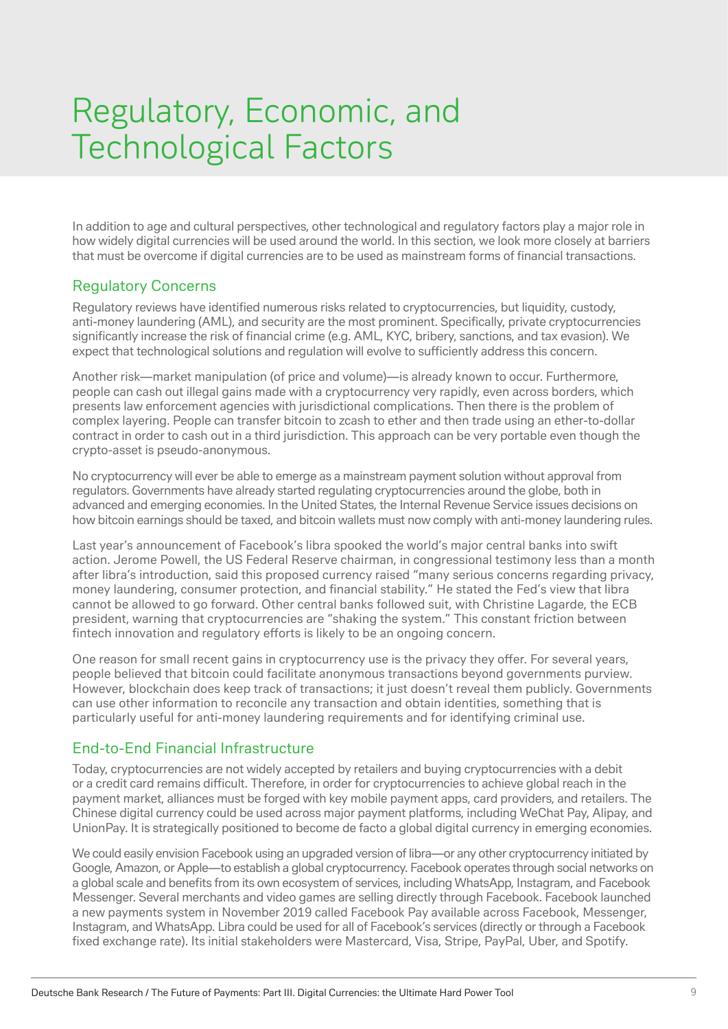# Regulatory, Economic, and Technological Factors

In addition to age and cultural perspectives, other technological and regulatory factors play a major role in how widely digital currencies will be used around the world. In this section, we look more closely at barriers that must be overcome if digital currencies are to be used as mainstream forms of financial transactions.

## Regulatory Concerns

Regulatory reviews have identified numerous risks related to cryptocurrencies, but liquidity, custody, anti-money laundering (AML), and security are the most prominent. Specifically, private cryptocurrencies significantly increase the risk of financial crime (e.g. AML, KYC, bribery, sanctions, and tax evasion). We expect that technological solutions and regulation will evolve to sufficiently address this concern.

Another risk—market manipulation (of price and volume)—is already known to occur. Furthermore, people can cash out illegal gains made with a cryptocurrency very rapidly, even across borders, which presents law enforcement agencies with jurisdictional complications. Then there is the problem of complex layering. People can transfer bitcoin to zcash to ether and then trade using an ether-to-dollar contract in order to cash out in a third jurisdiction. This approach can be very portable even though the crypto-asset is pseudo-anonymous.

No cryptocurrency will ever be able to emerge as a mainstream payment solution without approval from regulators. Governments have already started regulating cryptocurrencies around the globe, both in advanced and emerging economies. In the United States, the Internal Revenue Service issues decisions on how bitcoin earnings should be taxed, and bitcoin wallets must now comply with anti-money laundering rules.

Last year's announcement of Facebook's libra spooked the world's major central banks into swift action. Jerome Powell, the US Federal Reserve chairman, in congressional testimony less than a month after libra's introduction, said this proposed currency raised "many serious concerns regarding privacy, money laundering, consumer protection, and financial stability." He stated the Fed's view that libra cannot be allowed to go forward. Other central banks followed suit, with Christine Lagarde, the ECB president, warning that cryptocurrencies are "shaking the system." This constant friction between fintech innovation and regulatory efforts is likely to be an ongoing concern.

One reason for small recent gains in cryptocurrency use is the privacy they offer. For several years, people believed that bitcoin could facilitate anonymous transactions beyond governments purview. However, blockchain does keep track of transactions; it just doesn't reveal them publicly. Governments can use other information to reconcile any transaction and obtain identities, something that is particularly useful for anti-money laundering requirements and for identifying criminal use.

## End-to-End Financial Infrastructure

Today, cryptocurrencies are not widely accepted by retailers and buying cryptocurrencies with a debit or a credit card remains difficult. Therefore, in order for cryptocurrencies to achieve global reach in the payment market, alliances must be forged with key mobile payment apps, card providers, and retailers. The Chinese digital currency could be used across major payment platforms, including WeChat Pay, Alipay, and UnionPay. It is strategically positioned to become de facto a global digital currency in emerging economies.

We could easily envision Facebook using an upgraded version of libra—or any other cryptocurrency initiated by Google, Amazon, or Apple—to establish a global cryptocurrency. Facebook operates through social networks on a global scale and benefits from its own ecosystem of services, including WhatsApp, Instagram, and Facebook Messenger. Several merchants and video games are selling directly through Facebook. Facebook launched a new payments system in November 2019 called Facebook Pay available across Facebook, Messenger, Instagram, and WhatsApp. Libra could be used for all of Facebook's services (directly or through a Facebook fixed exchange rate). Its initial stakeholders were Mastercard, Visa, Stripe, PayPal, Uber, and Spotify.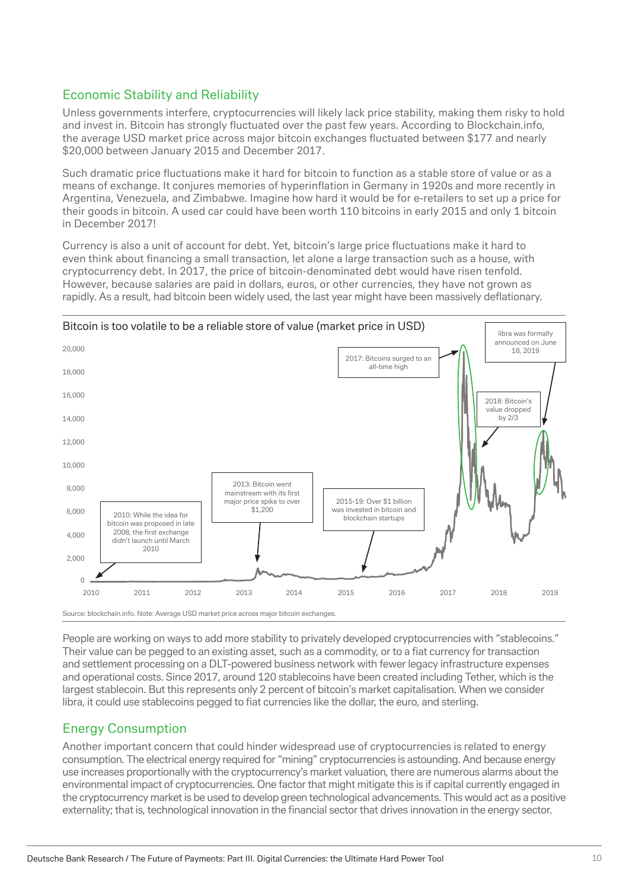## Economic Stability and Reliability

Unless governments interfere, cryptocurrencies will likely lack price stability, making them risky to hold and invest in. Bitcoin has strongly fluctuated over the past few years. According to Blockchain.info, the average USD market price across major bitcoin exchanges fluctuated between $177 and nearly $20,000 between January 2015 and December 2017.

Such dramatic price fluctuations make it hard for bitcoin to function as a stable store of value or as a means of exchange. It conjures memories of hyperinflation in Germany in 1920s and more recently in Argentina, Venezuela, and Zimbabwe. Imagine how hard it would be for e-retailers to set up a price for their goods in bitcoin. A used car could have been worth 110 bitcoins in early 2015 and only 1 bitcoin in December 2017!

Currency is also a unit of account for debt. Yet, bitcoin's large price fluctuations make it hard to even think about financing a small transaction, let alone a large transaction such as a house, with cryptocurrency debt. In 2017, the price of bitcoin-denominated debt would have risen tenfold. However, because salaries are paid in dollars, euros, or other currencies, they have not grown as rapidly. As a result, had bitcoin been widely used, the last year might have been massively deflationary.

Bitcoin is too volatile to be a reliable store of value (market price in USD)

- 2010: While the idea for bitcoin was proposed in late 2008, the first exchange didn't launch until March 2010
- 2013: Bitcoin went mainstream with its first major price spike to over $1,200
- 2015-19: Over $1 billion was invested in bitcoin and blockchain startups
- 2017: Bitcoins surged to an all-time high
- 2018: Bitcoin's value dropped by 2/3
- libra was formally announced on June 18, 2019

Source: blockchain.info. Note: Average USD market price across major bitcoin exchanges.

People are working on ways to add more stability to privately developed cryptocurrencies with "stablecoins." Their value can be pegged to an existing asset, such as a commodity, or to a fiat currency for transaction and settlement processing on a DLT-powered business network with fewer legacy infrastructure expenses and operational costs. Since 2017, around 120 stablecoins have been created including Tether, which is the largest stablecoin. But this represents only 2 percent of bitcoin's market capitalisation. When we consider libra, it could use stablecoins pegged to fiat currencies like the dollar, the euro, and sterling.

## Energy Consumption

Another important concern that could hinder widespread use of cryptocurrencies is related to energy consumption. The electrical energy required for "mining" cryptocurrencies is astounding. And because energy use increases proportionally with the cryptocurrency's market valuation, there are numerous alarms about the environmental impact of cryptocurrencies. One factor that might mitigate this is if capital currently engaged in the cryptocurrency market is be used to develop green technological advancements. This would act as a positive externality; that is, technological innovation in the financial sector that drives innovation in the energy sector.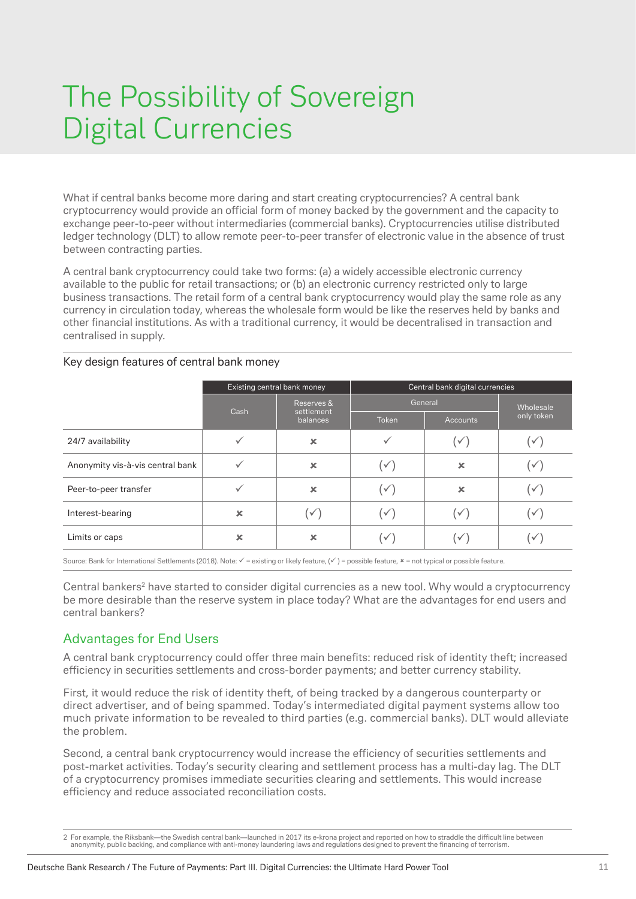# The Possibility of Sovereign Digital Currencies

What if central banks become more daring and start creating cryptocurrencies? A central bank cryptocurrency would provide an official form of money backed by the government and the capacity to exchange peer-to-peer without intermediaries (commercial banks). Cryptocurrencies utilise distributed ledger technology (DLT) to allow remote peer-to-peer transfer of electronic value in the absence of trust between contracting parties.

A central bank cryptocurrency could take two forms: (a) a widely accessible electronic currency available to the public for retail transactions; or (b) an electronic currency restricted only to large business transactions. The retail form of a central bank cryptocurrency would play the same role as any currency in circulation today, whereas the wholesale form would be like the reserves held by banks and other financial institutions. As with a traditional currency, it would be decentralised in transaction and centralised in supply.

Key design features of central bank money

| | Existing central bank money | | Central bank digital currencies | | |
|---|---|---|---|---|---|
| | Cash | Reserves & settlement balances | General | | Wholesale only token |
| | | | Token | Accounts | |
| 24/7 availability | ✓ | ✗ | ✓ | (✓) | (✓) |
| Anonymity vis-à-vis central bank | ✓ | ✗ | (✓) | ✗ | (✓) |
| Peer-to-peer transfer | ✓ | ✗ | (✓) | ✗ | (✓) |
| Interest-bearing | ✗ | (✓) | (✓) | (✓) | (✓) |
| Limits or caps | ✗ | ✗ | (✓) | (✓) | (✓) |

Source: Bank for International Settlements (2018). Note: ✓ = existing or likely feature, (✓ ) = possible feature, ✗ = not typical or possible feature.

Central bankers[2] have started to consider digital currencies as a new tool. Why would a cryptocurrency be more desirable than the reserve system in place today? What are the advantages for end users and central bankers?

## Advantages for End Users

A central bank cryptocurrency could offer three main benefits: reduced risk of identity theft; increased efficiency in securities settlements and cross-border payments; and better currency stability.

First, it would reduce the risk of identity theft, of being tracked by a dangerous counterparty or direct advertiser, and of being spammed. Today's intermediated digital payment systems allow too much private information to be revealed to third parties (e.g. commercial banks). DLT would alleviate the problem.

Second, a central bank cryptocurrency would increase the efficiency of securities settlements and post-market activities. Today's security clearing and settlement process has a multi-day lag. The DLT of a cryptocurrency promises immediate securities clearing and settlements. This would increase efficiency and reduce associated reconciliation costs.

2 For example, the Riksbank—the Swedish central bank—launched in 2017 its e-krona project and reported on how to straddle the difficult line between anonymity, public backing, and compliance with anti-money laundering laws and regulations designed to prevent the financing of terrorism.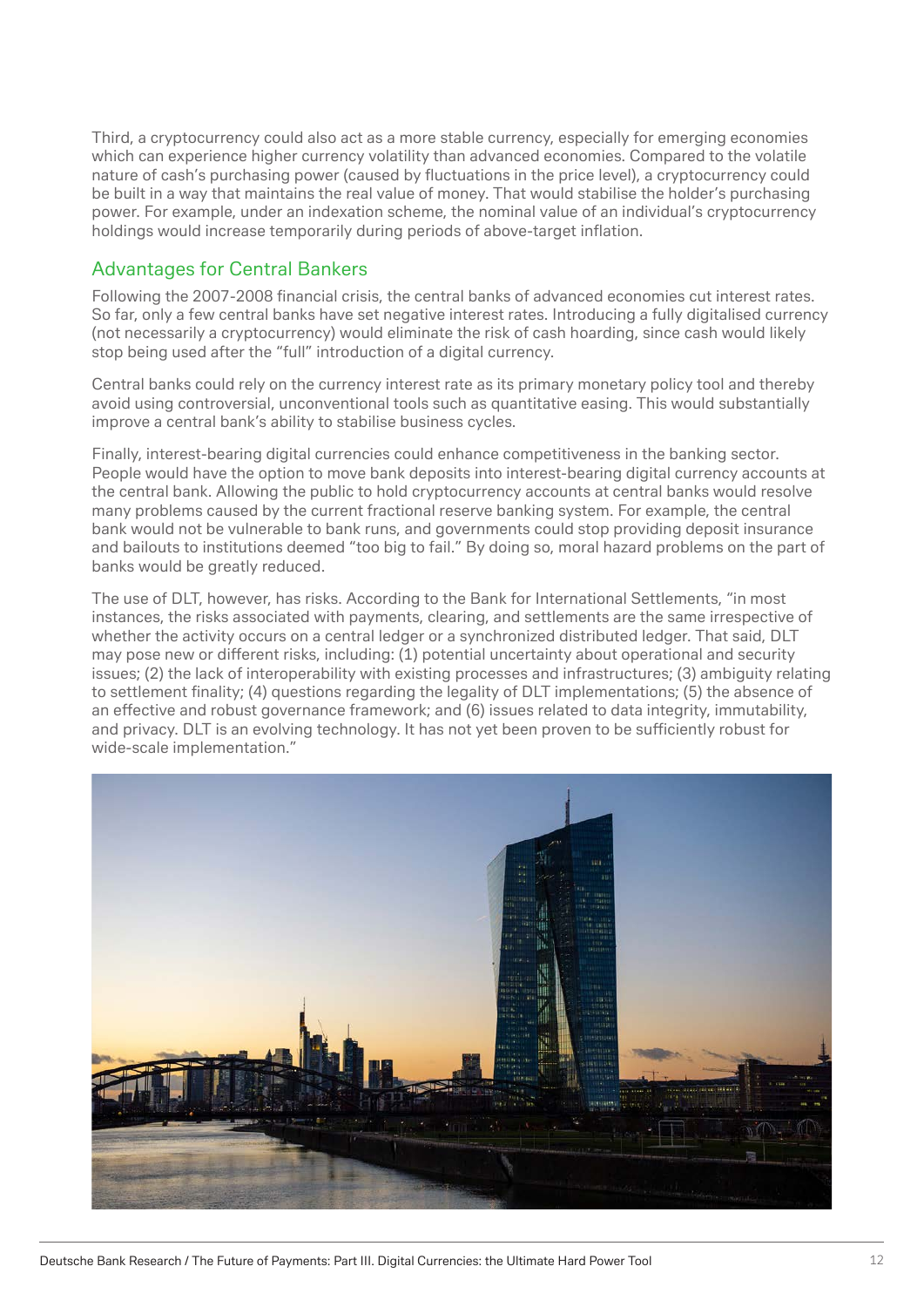Third, a cryptocurrency could also act as a more stable currency, especially for emerging economies which can experience higher currency volatility than advanced economies. Compared to the volatile nature of cash's purchasing power (caused by fluctuations in the price level), a cryptocurrency could be built in a way that maintains the real value of money. That would stabilise the holder's purchasing power. For example, under an indexation scheme, the nominal value of an individual's cryptocurrency holdings would increase temporarily during periods of above-target inflation.

## Advantages for Central Bankers

Following the 2007-2008 financial crisis, the central banks of advanced economies cut interest rates. So far, only a few central banks have set negative interest rates. Introducing a fully digitalised currency (not necessarily a cryptocurrency) would eliminate the risk of cash hoarding, since cash would likely stop being used after the "full" introduction of a digital currency.

Central banks could rely on the currency interest rate as its primary monetary policy tool and thereby avoid using controversial, unconventional tools such as quantitative easing. This would substantially improve a central bank's ability to stabilise business cycles.

Finally, interest-bearing digital currencies could enhance competitiveness in the banking sector. People would have the option to move bank deposits into interest-bearing digital currency accounts at the central bank. Allowing the public to hold cryptocurrency accounts at central banks would resolve many problems caused by the current fractional reserve banking system. For example, the central bank would not be vulnerable to bank runs, and governments could stop providing deposit insurance and bailouts to institutions deemed "too big to fail." By doing so, moral hazard problems on the part of banks would be greatly reduced.

The use of DLT, however, has risks. According to the Bank for International Settlements, "in most instances, the risks associated with payments, clearing, and settlements are the same irrespective of whether the activity occurs on a central ledger or a synchronized distributed ledger. That said, DLT may pose new or different risks, including: (1) potential uncertainty about operational and security issues; (2) the lack of interoperability with existing processes and infrastructures; (3) ambiguity relating to settlement finality; (4) questions regarding the legality of DLT implementations; (5) the absence of an effective and robust governance framework; and (6) issues related to data integrity, immutability, and privacy. DLT is an evolving technology. It has not yet been proven to be sufficiently robust for wide-scale implementation."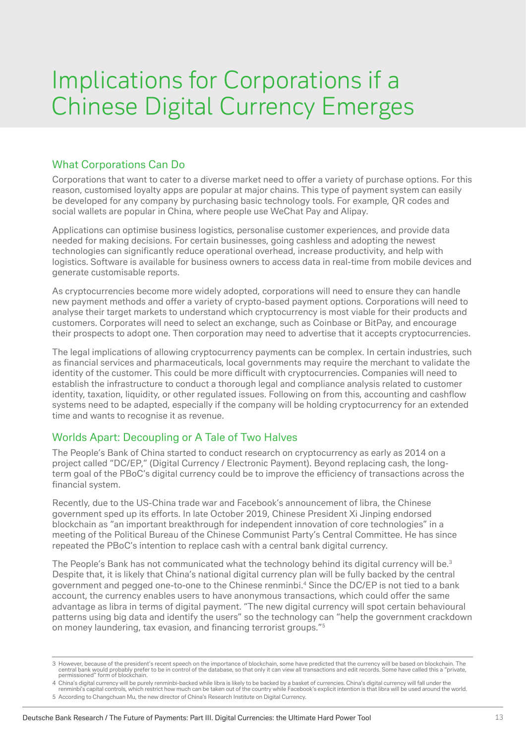# Implications for Corporations if a Chinese Digital Currency Emerges

## What Corporations Can Do

Corporations that want to cater to a diverse market need to offer a variety of purchase options. For this reason, customised loyalty apps are popular at major chains. This type of payment system can easily be developed for any company by purchasing basic technology tools. For example, QR codes and social wallets are popular in China, where people use WeChat Pay and Alipay.

Applications can optimise business logistics, personalise customer experiences, and provide data needed for making decisions. For certain businesses, going cashless and adopting the newest technologies can significantly reduce operational overhead, increase productivity, and help with logistics. Software is available for business owners to access data in real-time from mobile devices and generate customisable reports.

As cryptocurrencies become more widely adopted, corporations will need to ensure they can handle new payment methods and offer a variety of crypto-based payment options. Corporations will need to analyse their target markets to understand which cryptocurrency is most viable for their products and customers. Corporates will need to select an exchange, such as Coinbase or BitPay, and encourage their prospects to adopt one. Then corporation may need to advertise that it accepts cryptocurrencies.

The legal implications of allowing cryptocurrency payments can be complex. In certain industries, such as financial services and pharmaceuticals, local governments may require the merchant to validate the identity of the customer. This could be more difficult with cryptocurrencies. Companies will need to establish the infrastructure to conduct a thorough legal and compliance analysis related to customer identity, taxation, liquidity, or other regulated issues. Following on from this, accounting and cashflow systems need to be adapted, especially if the company will be holding cryptocurrency for an extended time and wants to recognise it as revenue.

## Worlds Apart: Decoupling or A Tale of Two Halves

The People's Bank of China started to conduct research on cryptocurrency as early as 2014 on a project called "DC/EP," (Digital Currency / Electronic Payment). Beyond replacing cash, the long-term goal of the PBoC's digital currency could be to improve the efficiency of transactions across the financial system.

Recently, due to the US-China trade war and Facebook's announcement of libra, the Chinese government sped up its efforts. In late October 2019, Chinese President Xi Jinping endorsed blockchain as "an important breakthrough for independent innovation of core technologies" in a meeting of the Political Bureau of the Chinese Communist Party's Central Committee. He has since repeated the PBoC's intention to replace cash with a central bank digital currency.

The People's Bank has not communicated what the technology behind its digital currency will be.[3] Despite that, it is likely that China's national digital currency plan will be fully backed by the central government and pegged one-to-one to the Chinese renminbi.[4] Since the DC/EP is not tied to a bank account, the currency enables users to have anonymous transactions, which could offer the same advantage as libra in terms of digital payment. "The new digital currency will spot certain behavioural patterns using big data and identify the users" so the technology can "help the government crackdown on money laundering, tax evasion, and financing terrorist groups."[5]

---

3 However, because of the president's recent speech on the importance of blockchain, some have predicted that the currency will be based on blockchain. The central bank would probably prefer to be in control of the database, so that only it can view all transactions and edit records. Some have called this a "private, permissioned" form of blockchain.

4 China's digital currency will be purely renminbi-backed while libra is likely to be backed by a basket of currencies. China's digital currency will fall under the renminbi's capital controls, which restrict how much can be taken out of the country while Facebook's explicit intention is that libra will be used around the world.

5 According to Changchuan Mu, the new director of China's Research Institute on Digital Currency.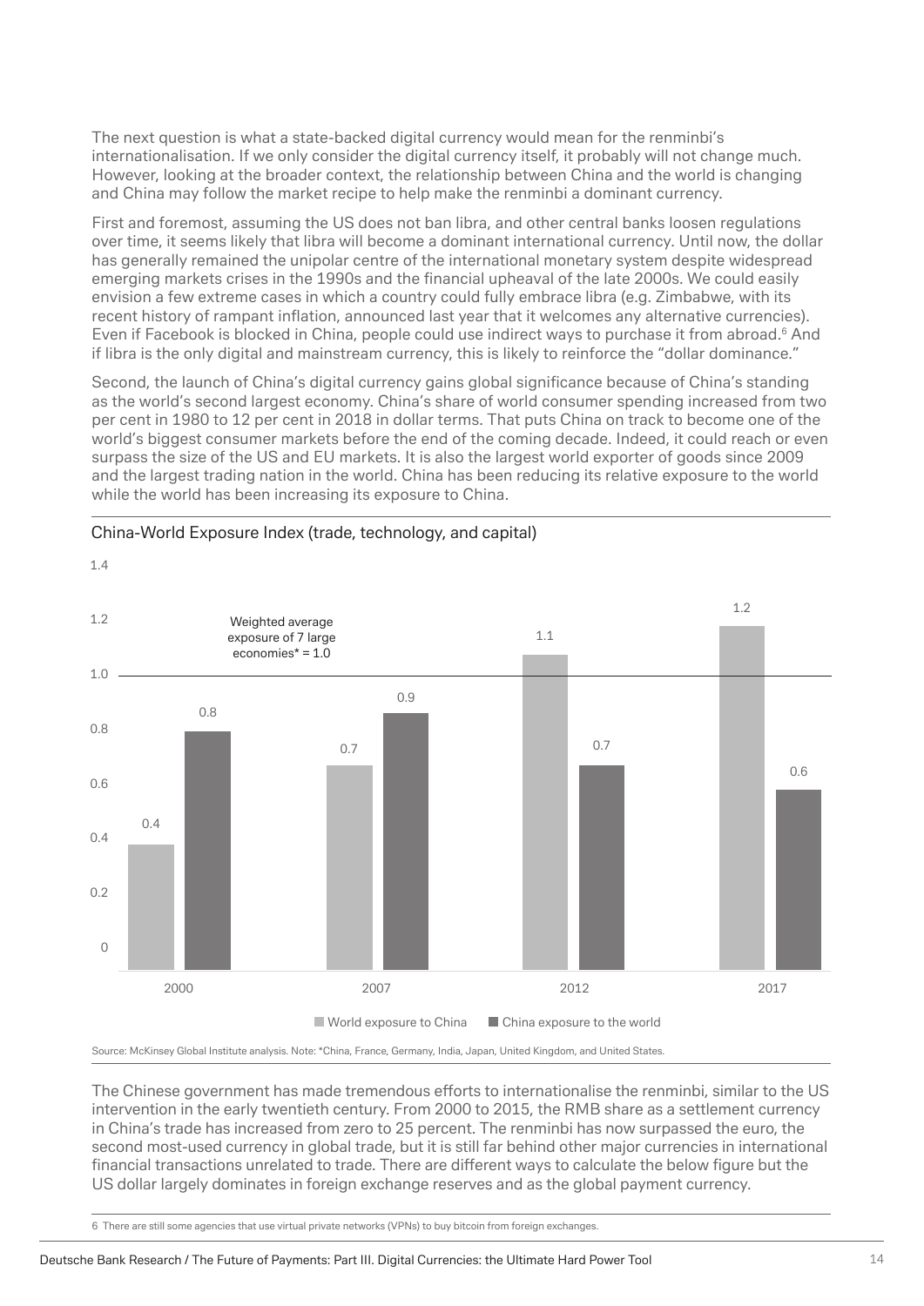The next question is what a state-backed digital currency would mean for the renminbi's internationalisation. If we only consider the digital currency itself, it probably will not change much. However, looking at the broader context, the relationship between China and the world is changing and China may follow the market recipe to help make the renminbi a dominant currency.

First and foremost, assuming the US does not ban libra, and other central banks loosen regulations over time, it seems likely that libra will become a dominant international currency. Until now, the dollar has generally remained the unipolar centre of the international monetary system despite widespread emerging markets crises in the 1990s and the financial upheaval of the late 2000s. We could easily envision a few extreme cases in which a country could fully embrace libra (e.g. Zimbabwe, with its recent history of rampant inflation, announced last year that it welcomes any alternative currencies). Even if Facebook is blocked in China, people could use indirect ways to purchase it from abroad.[6] And if libra is the only digital and mainstream currency, this is likely to reinforce the "dollar dominance."

Second, the launch of China's digital currency gains global significance because of China's standing as the world's second largest economy. China's share of world consumer spending increased from two per cent in 1980 to 12 per cent in 2018 in dollar terms. That puts China on track to become one of the world's biggest consumer markets before the end of the coming decade. Indeed, it could reach or even surpass the size of the US and EU markets. It is also the largest world exporter of goods since 2009 and the largest trading nation in the world. China has been reducing its relative exposure to the world while the world has been increasing its exposure to China.

China-World Exposure Index (trade, technology, and capital)

| Year | World exposure to China | China exposure to the world |
|---|---|---|
| 2000 | 0.4 | 0.8 |
| 2007 | 0.7 | 0.9 |
| 2012 | 1.1 | 0.7 |
| 2017 | 1.2 | 0.6 |

Weighted average exposure of 7 large economies* = 1.0

Source: McKinsey Global Institute analysis. Note: *China, France, Germany, India, Japan, United Kingdom, and United States.

The Chinese government has made tremendous efforts to internationalise the renminbi, similar to the US intervention in the early twentieth century. From 2000 to 2015, the RMB share as a settlement currency in China's trade has increased from zero to 25 percent. The renminbi has now surpassed the euro, the second most-used currency in global trade, but it is still far behind other major currencies in international financial transactions unrelated to trade. There are different ways to calculate the below figure but the US dollar largely dominates in foreign exchange reserves and as the global payment currency.

6 There are still some agencies that use virtual private networks (VPNs) to buy bitcoin from foreign exchanges.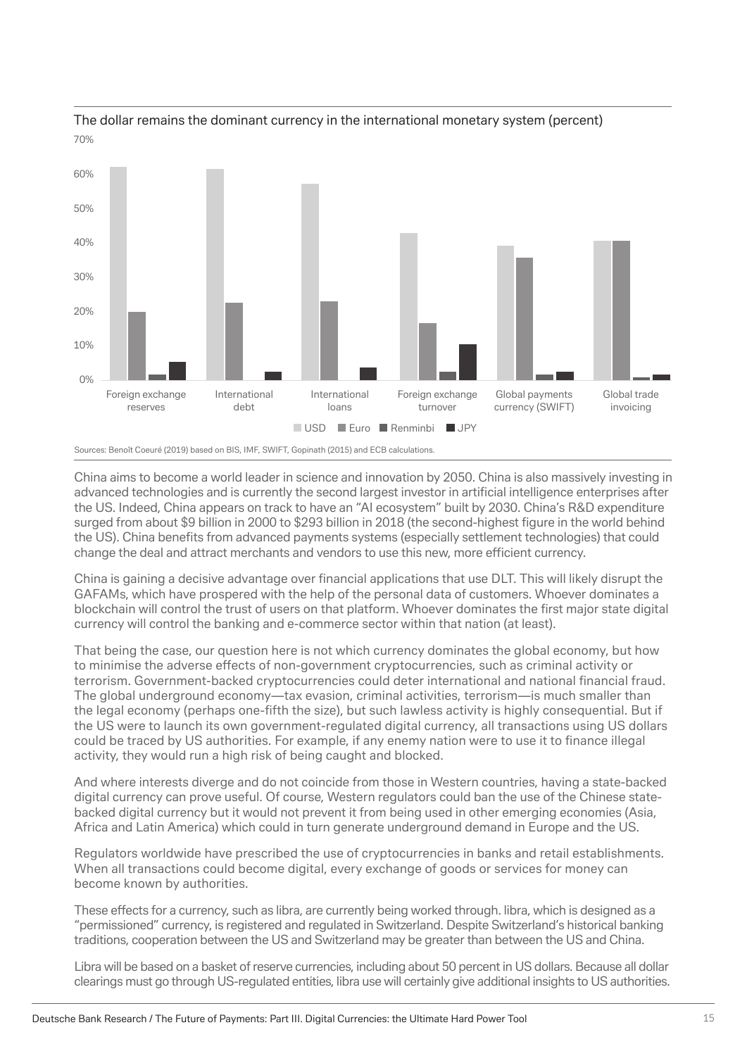The dollar remains the dominant currency in the international monetary system (percent)

Sources: Benoît Coeuré (2019) based on BIS, IMF, SWIFT, Gopinath (2015) and ECB calculations.

China aims to become a world leader in science and innovation by 2050. China is also massively investing in advanced technologies and is currently the second largest investor in artificial intelligence enterprises after the US. Indeed, China appears on track to have an "AI ecosystem" built by 2030. China's R&D expenditure surged from about $9 billion in 2000 to $293 billion in 2018 (the second-highest figure in the world behind the US). China benefits from advanced payments systems (especially settlement technologies) that could change the deal and attract merchants and vendors to use this new, more efficient currency.

China is gaining a decisive advantage over financial applications that use DLT. This will likely disrupt the GAFAMs, which have prospered with the help of the personal data of customers. Whoever dominates a blockchain will control the trust of users on that platform. Whoever dominates the first major state digital currency will control the banking and e-commerce sector within that nation (at least).

That being the case, our question here is not which currency dominates the global economy, but how to minimise the adverse effects of non-government cryptocurrencies, such as criminal activity or terrorism. Government-backed cryptocurrencies could deter international and national financial fraud. The global underground economy—tax evasion, criminal activities, terrorism—is much smaller than the legal economy (perhaps one-fifth the size), but such lawless activity is highly consequential. But if the US were to launch its own government-regulated digital currency, all transactions using US dollars could be traced by US authorities. For example, if any enemy nation were to use it to finance illegal activity, they would run a high risk of being caught and blocked.

And where interests diverge and do not coincide from those in Western countries, having a state-backed digital currency can prove useful. Of course, Western regulators could ban the use of the Chinese state-backed digital currency but it would not prevent it from being used in other emerging economies (Asia, Africa and Latin America) which could in turn generate underground demand in Europe and the US.

Regulators worldwide have prescribed the use of cryptocurrencies in banks and retail establishments. When all transactions could become digital, every exchange of goods or services for money can become known by authorities.

These effects for a currency, such as libra, are currently being worked through. libra, which is designed as a "permissioned" currency, is registered and regulated in Switzerland. Despite Switzerland's historical banking traditions, cooperation between the US and Switzerland may be greater than between the US and China.

Libra will be based on a basket of reserve currencies, including about 50 percent in US dollars. Because all dollar clearings must go through US-regulated entities, libra use will certainly give additional insights to US authorities.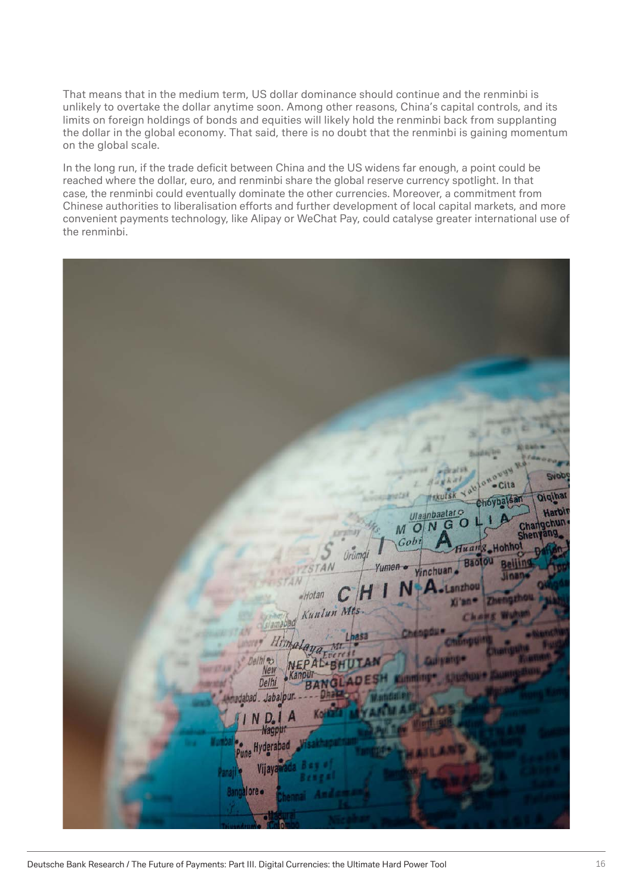That means that in the medium term, US dollar dominance should continue and the renminbi is unlikely to overtake the dollar anytime soon. Among other reasons, China's capital controls, and its limits on foreign holdings of bonds and equities will likely hold the renminbi back from supplanting the dollar in the global economy. That said, there is no doubt that the renminbi is gaining momentum on the global scale.

In the long run, if the trade deficit between China and the US widens far enough, a point could be reached where the dollar, euro, and renminbi share the global reserve currency spotlight. In that case, the renminbi could eventually dominate the other currencies. Moreover, a commitment from Chinese authorities to liberalisation efforts and further development of local capital markets, and more convenient payments technology, like Alipay or WeChat Pay, could catalyse greater international use of the renminbi.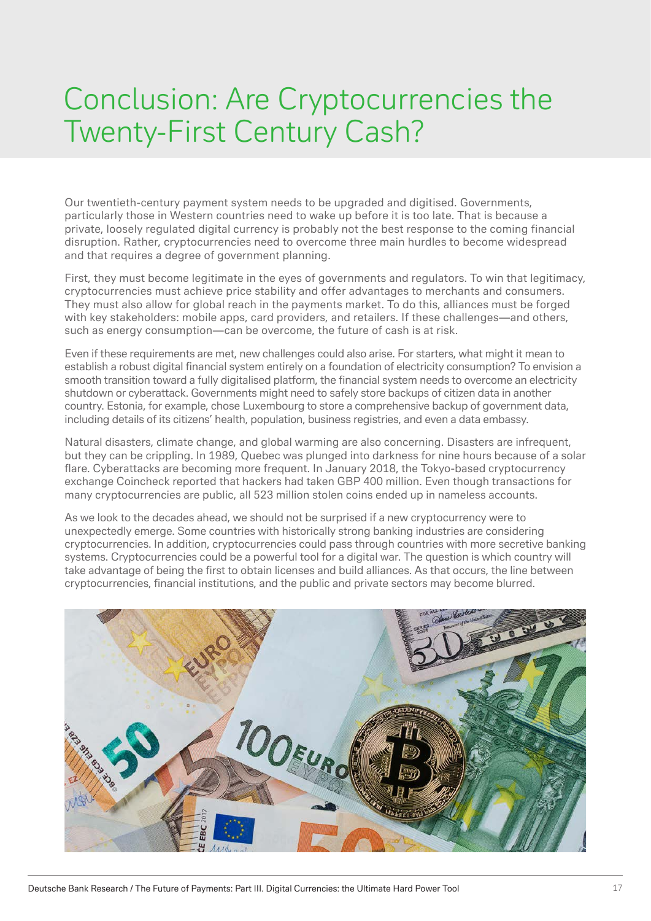# Conclusion: Are Cryptocurrencies the Twenty-First Century Cash?

Our twentieth-century payment system needs to be upgraded and digitised. Governments, particularly those in Western countries need to wake up before it is too late. That is because a private, loosely regulated digital currency is probably not the best response to the coming financial disruption. Rather, cryptocurrencies need to overcome three main hurdles to become widespread and that requires a degree of government planning.

First, they must become legitimate in the eyes of governments and regulators. To win that legitimacy, cryptocurrencies must achieve price stability and offer advantages to merchants and consumers. They must also allow for global reach in the payments market. To do this, alliances must be forged with key stakeholders: mobile apps, card providers, and retailers. If these challenges—and others, such as energy consumption—can be overcome, the future of cash is at risk.

Even if these requirements are met, new challenges could also arise. For starters, what might it mean to establish a robust digital financial system entirely on a foundation of electricity consumption? To envision a smooth transition toward a fully digitalised platform, the financial system needs to overcome an electricity shutdown or cyberattack. Governments might need to safely store backups of citizen data in another country. Estonia, for example, chose Luxembourg to store a comprehensive backup of government data, including details of its citizens' health, population, business registries, and even a data embassy.

Natural disasters, climate change, and global warming are also concerning. Disasters are infrequent, but they can be crippling. In 1989, Quebec was plunged into darkness for nine hours because of a solar flare. Cyberattacks are becoming more frequent. In January 2018, the Tokyo-based cryptocurrency exchange Coincheck reported that hackers had taken GBP 400 million. Even though transactions for many cryptocurrencies are public, all 523 million stolen coins ended up in nameless accounts.

As we look to the decades ahead, we should not be surprised if a new cryptocurrency were to unexpectedly emerge. Some countries with historically strong banking industries are considering cryptocurrencies. In addition, cryptocurrencies could pass through countries with more secretive banking systems. Cryptocurrencies could be a powerful tool for a digital war. The question is which country will take advantage of being the first to obtain licenses and build alliances. As that occurs, the line between cryptocurrencies, financial institutions, and the public and private sectors may become blurred.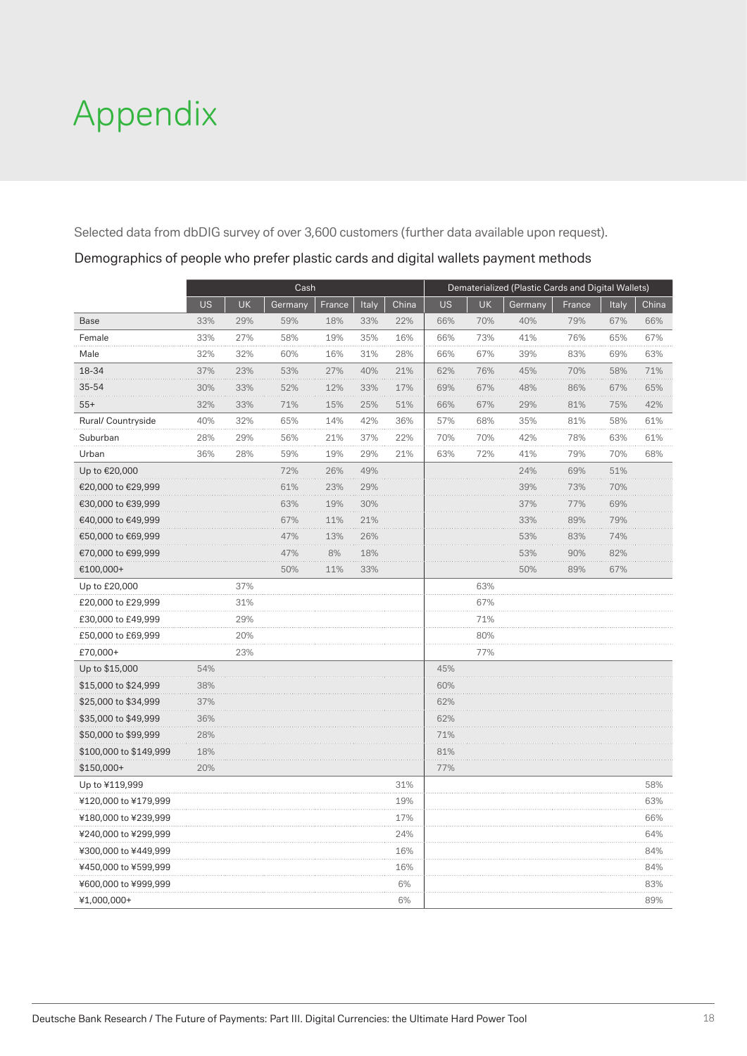# Appendix

Selected data from dbDIG survey of over 3,600 customers (further data available upon request).

Demographics of people who prefer plastic cards and digital wallets payment methods

| | Cash | | | | | | Dematerialized (Plastic Cards and Digital Wallets) | | | | | |
|---|---|---|---|---|---|---|---|---|---|---|---|---|
| | US | UK | Germany | France | Italy | China | US | UK | Germany | France | Italy | China |
| Base | 33% | 29% | 59% | 18% | 33% | 22% | 66% | 70% | 40% | 79% | 67% | 66% |
| Female | 33% | 27% | 58% | 19% | 35% | 16% | 66% | 73% | 41% | 76% | 65% | 67% |
| Male | 32% | 32% | 60% | 16% | 31% | 28% | 66% | 67% | 39% | 83% | 69% | 63% |
| 18-34 | 37% | 23% | 53% | 27% | 40% | 21% | 62% | 76% | 45% | 70% | 58% | 71% |
| 35-54 | 30% | 33% | 52% | 12% | 33% | 17% | 69% | 67% | 48% | 86% | 67% | 65% |
| 55+ | 32% | 33% | 71% | 15% | 25% | 51% | 66% | 67% | 29% | 81% | 75% | 42% |
| Rural/ Countryside | 40% | 32% | 65% | 14% | 42% | 36% | 57% | 68% | 35% | 81% | 58% | 61% |
| Suburban | 28% | 29% | 56% | 21% | 37% | 22% | 70% | 70% | 42% | 78% | 63% | 61% |
| Urban | 36% | 28% | 59% | 19% | 29% | 21% | 63% | 72% | 41% | 79% | 70% | 68% |
| Up to €20,000 | | | 72% | 26% | 49% | | | | 24% | 69% | 51% | |
| €20,000 to €29,999 | | | 61% | 23% | 29% | | | | 39% | 73% | 70% | |
| €30,000 to €39,999 | | | 63% | 19% | 30% | | | | 37% | 77% | 69% | |
| €40,000 to €49,999 | | | 67% | 11% | 21% | | | | 33% | 89% | 79% | |
| €50,000 to €69,999 | | | 47% | 13% | 26% | | | | 53% | 83% | 74% | |
| €70,000 to €99,999 | | | 47% | 8% | 18% | | | | 53% | 90% | 82% | |
| €100,000+ | | | 50% | 11% | 33% | | | | 50% | 89% | 67% | |
| Up to £20,000 | | 37% | | | | | | 63% | | | | |
| £20,000 to £29,999 | | 31% | | | | | | 67% | | | | |
| £30,000 to £49,999 | | 29% | | | | | | 71% | | | | |
| £50,000 to £69,999 | | 20% | | | | | | 80% | | | | |
| £70,000+ | | 23% | | | | | | 77% | | | | |
| Up to $15,000 | 54% | | | | | | 45% | | | | | |
| $15,000 to $24,999 | 38% | | | | | | 60% | | | | | |
| $25,000 to $34,999 | 37% | | | | | | 62% | | | | | |
| $35,000 to $49,999 | 36% | | | | | | 62% | | | | | |
| $50,000 to $99,999 | 28% | | | | | | 71% | | | | | |
| $100,000 to $149,999 | 18% | | | | | | 81% | | | | | |
| $150,000+ | 20% | | | | | | 77% | | | | | |
| Up to ¥119,999 | | | | | | 31% | | | | | | 58% |
| ¥120,000 to ¥179,999 | | | | | | 19% | | | | | | 63% |
| ¥180,000 to ¥239,999 | | | | | | 17% | | | | | | 66% |
| ¥240,000 to ¥299,999 | | | | | | 24% | | | | | | 64% |
| ¥300,000 to ¥449,999 | | | | | | 16% | | | | | | 84% |
| ¥450,000 to ¥599,999 | | | | | | 16% | | | | | | 84% |
| ¥600,000 to ¥999,999 | | | | | | 6% | | | | | | 83% |
| ¥1,000,000+ | | | | | | 6% | | | | | | 89% |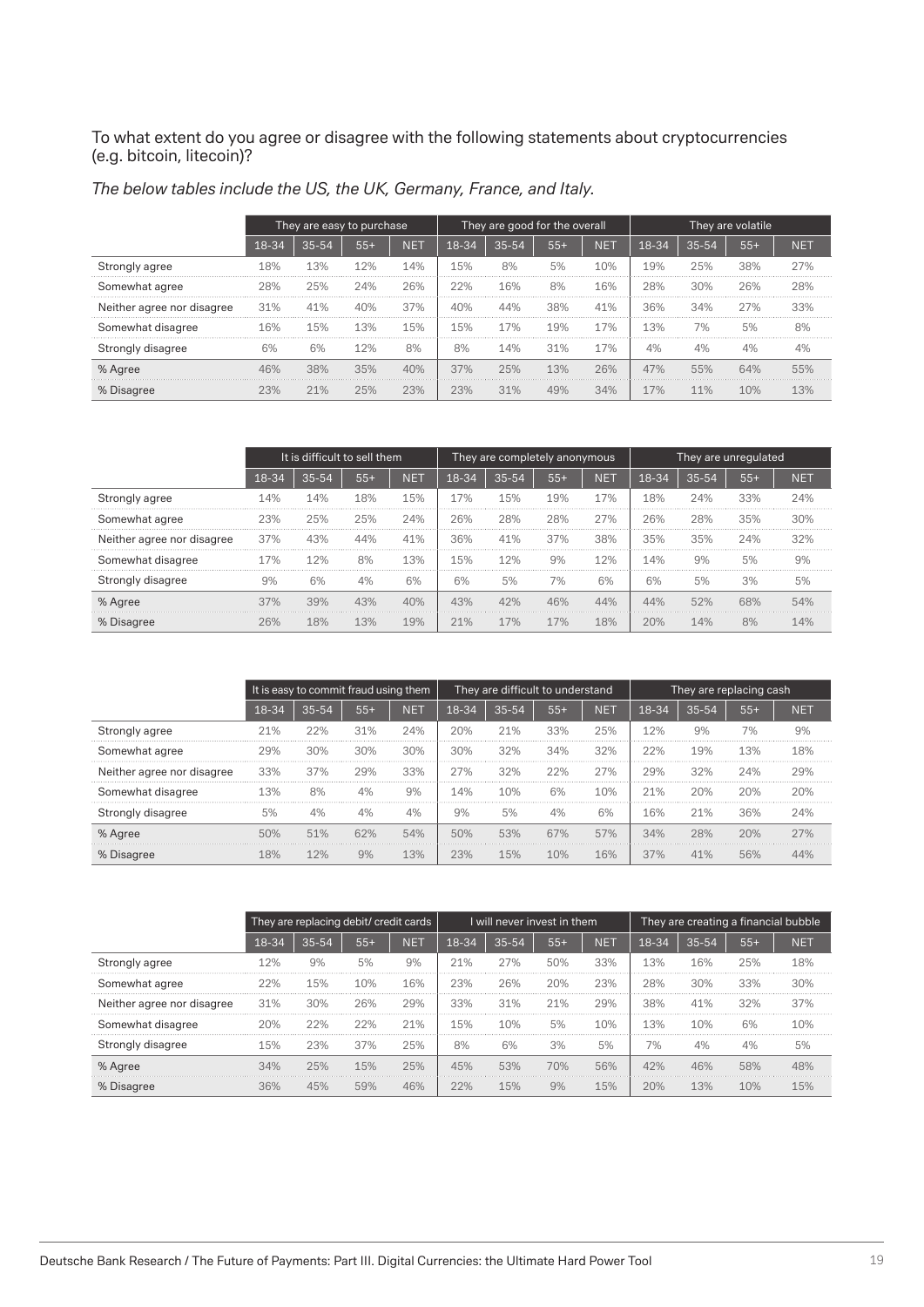To what extent do you agree or disagree with the following statements about cryptocurrencies (e.g. bitcoin, litecoin)?

*The below tables include the US, the UK, Germany, France, and Italy.*

| | They are easy to purchase | | | | They are good for the overall | | | | They are volatile | | | |
|---|---|---|---|---|---|---|---|---|---|---|---|---|
| | 18-34 | 35-54 | 55+ | NET | 18-34 | 35-54 | 55+ | NET | 18-34 | 35-54 | 55+ | NET |
| Strongly agree | 18% | 13% | 12% | 14% | 15% | 8% | 5% | 10% | 19% | 25% | 38% | 27% |
| Somewhat agree | 28% | 25% | 24% | 26% | 22% | 16% | 8% | 16% | 28% | 30% | 26% | 28% |
| Neither agree nor disagree | 31% | 41% | 40% | 37% | 40% | 44% | 38% | 41% | 36% | 34% | 27% | 33% |
| Somewhat disagree | 16% | 15% | 13% | 15% | 15% | 17% | 19% | 17% | 13% | 7% | 5% | 8% |
| Strongly disagree | 6% | 6% | 12% | 8% | 8% | 14% | 31% | 17% | 4% | 4% | 4% | 4% |
| % Agree | 46% | 38% | 35% | 40% | 37% | 25% | 13% | 26% | 47% | 55% | 64% | 55% |
| % Disagree | 23% | 21% | 25% | 23% | 23% | 31% | 49% | 34% | 17% | 11% | 10% | 13% |

| | It is difficult to sell them | | | | They are completely anonymous | | | | They are unregulated | | | |
|---|---|---|---|---|---|---|---|---|---|---|---|---|
| | 18-34 | 35-54 | 55+ | NET | 18-34 | 35-54 | 55+ | NET | 18-34 | 35-54 | 55+ | NET |
| Strongly agree | 14% | 14% | 18% | 15% | 17% | 15% | 19% | 17% | 18% | 24% | 33% | 24% |
| Somewhat agree | 23% | 25% | 25% | 24% | 26% | 28% | 28% | 27% | 26% | 28% | 35% | 30% |
| Neither agree nor disagree | 37% | 43% | 44% | 41% | 36% | 41% | 37% | 38% | 35% | 35% | 24% | 32% |
| Somewhat disagree | 17% | 12% | 8% | 13% | 15% | 12% | 9% | 12% | 14% | 9% | 5% | 9% |
| Strongly disagree | 9% | 6% | 4% | 6% | 6% | 5% | 7% | 6% | 6% | 5% | 3% | 5% |
| % Agree | 37% | 39% | 43% | 40% | 43% | 42% | 46% | 44% | 44% | 52% | 68% | 54% |
| % Disagree | 26% | 18% | 13% | 19% | 21% | 17% | 17% | 18% | 20% | 14% | 8% | 14% |

| | It is easy to commit fraud using them | | | | They are difficult to understand | | | | They are replacing cash | | | |
|---|---|---|---|---|---|---|---|---|---|---|---|---|
| | 18-34 | 35-54 | 55+ | NET | 18-34 | 35-54 | 55+ | NET | 18-34 | 35-54 | 55+ | NET |
| Strongly agree | 21% | 22% | 31% | 24% | 20% | 21% | 33% | 25% | 12% | 9% | 7% | 9% |
| Somewhat agree | 29% | 30% | 30% | 30% | 30% | 32% | 34% | 32% | 22% | 19% | 13% | 18% |
| Neither agree nor disagree | 33% | 37% | 29% | 33% | 27% | 32% | 22% | 27% | 29% | 32% | 24% | 29% |
| Somewhat disagree | 13% | 8% | 4% | 9% | 14% | 10% | 6% | 10% | 21% | 20% | 20% | 20% |
| Strongly disagree | 5% | 4% | 4% | 4% | 9% | 5% | 4% | 6% | 16% | 21% | 36% | 24% |
| % Agree | 50% | 51% | 62% | 54% | 50% | 53% | 67% | 57% | 34% | 28% | 20% | 27% |
| % Disagree | 18% | 12% | 9% | 13% | 23% | 15% | 10% | 16% | 37% | 41% | 56% | 44% |

| | They are replacing debit/ credit cards | | | | I will never invest in them | | | | They are creating a financial bubble | | | |
|---|---|---|---|---|---|---|---|---|---|---|---|---|
| | 18-34 | 35-54 | 55+ | NET | 18-34 | 35-54 | 55+ | NET | 18-34 | 35-54 | 55+ | NET |
| Strongly agree | 12% | 9% | 5% | 9% | 21% | 27% | 50% | 33% | 13% | 16% | 25% | 18% |
| Somewhat agree | 22% | 15% | 10% | 16% | 23% | 26% | 20% | 23% | 28% | 30% | 33% | 30% |
| Neither agree nor disagree | 31% | 30% | 26% | 29% | 33% | 31% | 21% | 29% | 38% | 41% | 32% | 37% |
| Somewhat disagree | 20% | 22% | 22% | 21% | 15% | 10% | 5% | 10% | 13% | 10% | 6% | 10% |
| Strongly disagree | 15% | 23% | 37% | 25% | 8% | 6% | 3% | 5% | 7% | 4% | 4% | 5% |
| % Agree | 34% | 25% | 15% | 25% | 45% | 53% | 70% | 56% | 42% | 46% | 58% | 48% |
| % Disagree | 36% | 45% | 59% | 46% | 22% | 15% | 9% | 15% | 20% | 13% | 10% | 15% |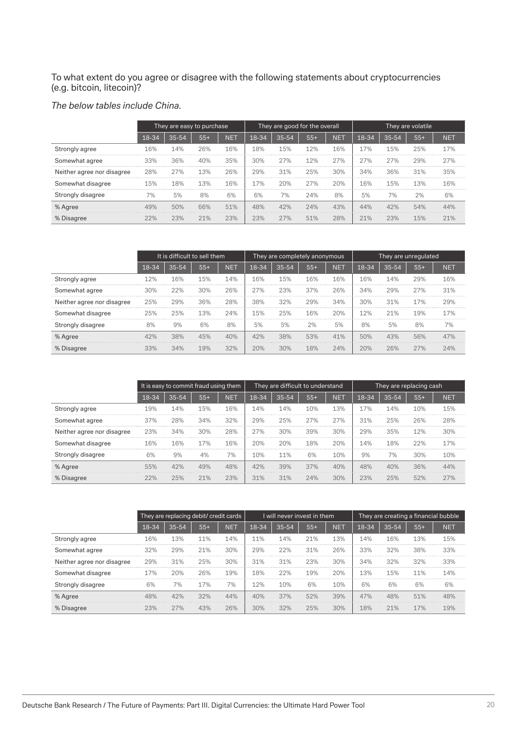To what extent do you agree or disagree with the following statements about cryptocurrencies (e.g. bitcoin, litecoin)?

*The below tables include China.*

| | They are easy to purchase | | | | They are good for the overall | | | | They are volatile | | | |
|---|---|---|---|---|---|---|---|---|---|---|---|---|
| | 18-34 | 35-54 | 55+ | NET | 18-34 | 35-54 | 55+ | NET | 18-34 | 35-54 | 55+ | NET |
| Strongly agree | 16% | 14% | 26% | 16% | 18% | 15% | 12% | 16% | 17% | 15% | 25% | 17% |
| Somewhat agree | 33% | 36% | 40% | 35% | 30% | 27% | 12% | 27% | 27% | 27% | 29% | 27% |
| Neither agree nor disagree | 28% | 27% | 13% | 26% | 29% | 31% | 25% | 30% | 34% | 36% | 31% | 35% |
| Somewhat disagree | 15% | 18% | 13% | 16% | 17% | 20% | 27% | 20% | 16% | 15% | 13% | 16% |
| Strongly disagree | 7% | 5% | 8% | 6% | 6% | 7% | 24% | 8% | 5% | 7% | 2% | 6% |
| % Agree | 49% | 50% | 66% | 51% | 48% | 42% | 24% | 43% | 44% | 42% | 54% | 44% |
| % Disagree | 22% | 23% | 21% | 23% | 23% | 27% | 51% | 28% | 21% | 23% | 15% | 21% |

| | It is difficult to sell them | | | | They are completely anonymous | | | | They are unregulated | | | |
|---|---|---|---|---|---|---|---|---|---|---|---|---|
| | 18-34 | 35-54 | 55+ | NET | 18-34 | 35-54 | 55+ | NET | 18-34 | 35-54 | 55+ | NET |
| Strongly agree | 12% | 16% | 15% | 14% | 16% | 15% | 16% | 16% | 16% | 14% | 29% | 16% |
| Somewhat agree | 30% | 22% | 30% | 26% | 27% | 23% | 37% | 26% | 34% | 29% | 27% | 31% |
| Neither agree nor disagree | 25% | 29% | 36% | 28% | 38% | 32% | 29% | 34% | 30% | 31% | 17% | 29% |
| Somewhat disagree | 25% | 25% | 13% | 24% | 15% | 25% | 16% | 20% | 12% | 21% | 19% | 17% |
| Strongly disagree | 8% | 9% | 6% | 8% | 5% | 5% | 2% | 5% | 8% | 5% | 8% | 7% |
| % Agree | 42% | 38% | 45% | 40% | 42% | 38% | 53% | 41% | 50% | 43% | 56% | 47% |
| % Disagree | 33% | 34% | 19% | 32% | 20% | 30% | 18% | 24% | 20% | 26% | 27% | 24% |

| | It is easy to commit fraud using them | | | | They are difficult to understand | | | | They are replacing cash | | | |
|---|---|---|---|---|---|---|---|---|---|---|---|---|
| | 18-34 | 35-54 | 55+ | NET | 18-34 | 35-54 | 55+ | NET | 18-34 | 35-54 | 55+ | NET |
| Strongly agree | 19% | 14% | 15% | 16% | 14% | 14% | 10% | 13% | 17% | 14% | 10% | 15% |
| Somewhat agree | 37% | 28% | 34% | 32% | 29% | 25% | 27% | 27% | 31% | 25% | 26% | 28% |
| Neither agree nor disagree | 23% | 34% | 30% | 28% | 27% | 30% | 39% | 30% | 29% | 35% | 12% | 30% |
| Somewhat disagree | 16% | 16% | 17% | 16% | 20% | 20% | 18% | 20% | 14% | 18% | 22% | 17% |
| Strongly disagree | 6% | 9% | 4% | 7% | 10% | 11% | 6% | 10% | 9% | 7% | 30% | 10% |
| % Agree | 55% | 42% | 49% | 48% | 42% | 39% | 37% | 40% | 48% | 40% | 36% | 44% |
| % Disagree | 22% | 25% | 21% | 23% | 31% | 31% | 24% | 30% | 23% | 25% | 52% | 27% |

| | They are replacing debit/ credit cards | | | | I will never invest in them | | | | They are creating a financial bubble | | | |
|---|---|---|---|---|---|---|---|---|---|---|---|---|
| | 18-34 | 35-54 | 55+ | NET | 18-34 | 35-54 | 55+ | NET | 18-34 | 35-54 | 55+ | NET |
| Strongly agree | 16% | 13% | 11% | 14% | 11% | 14% | 21% | 13% | 14% | 16% | 13% | 15% |
| Somewhat agree | 32% | 29% | 21% | 30% | 29% | 22% | 31% | 26% | 33% | 32% | 38% | 33% |
| Neither agree nor disagree | 29% | 31% | 25% | 30% | 31% | 31% | 23% | 30% | 34% | 32% | 32% | 33% |
| Somewhat disagree | 17% | 20% | 26% | 19% | 18% | 22% | 19% | 20% | 13% | 15% | 11% | 14% |
| Strongly disagree | 6% | 7% | 17% | 7% | 12% | 10% | 6% | 10% | 6% | 6% | 6% | 6% |
| % Agree | 48% | 42% | 32% | 44% | 40% | 37% | 52% | 39% | 47% | 48% | 51% | 48% |
| % Disagree | 23% | 27% | 43% | 26% | 30% | 32% | 25% | 30% | 18% | 21% | 17% | 19% |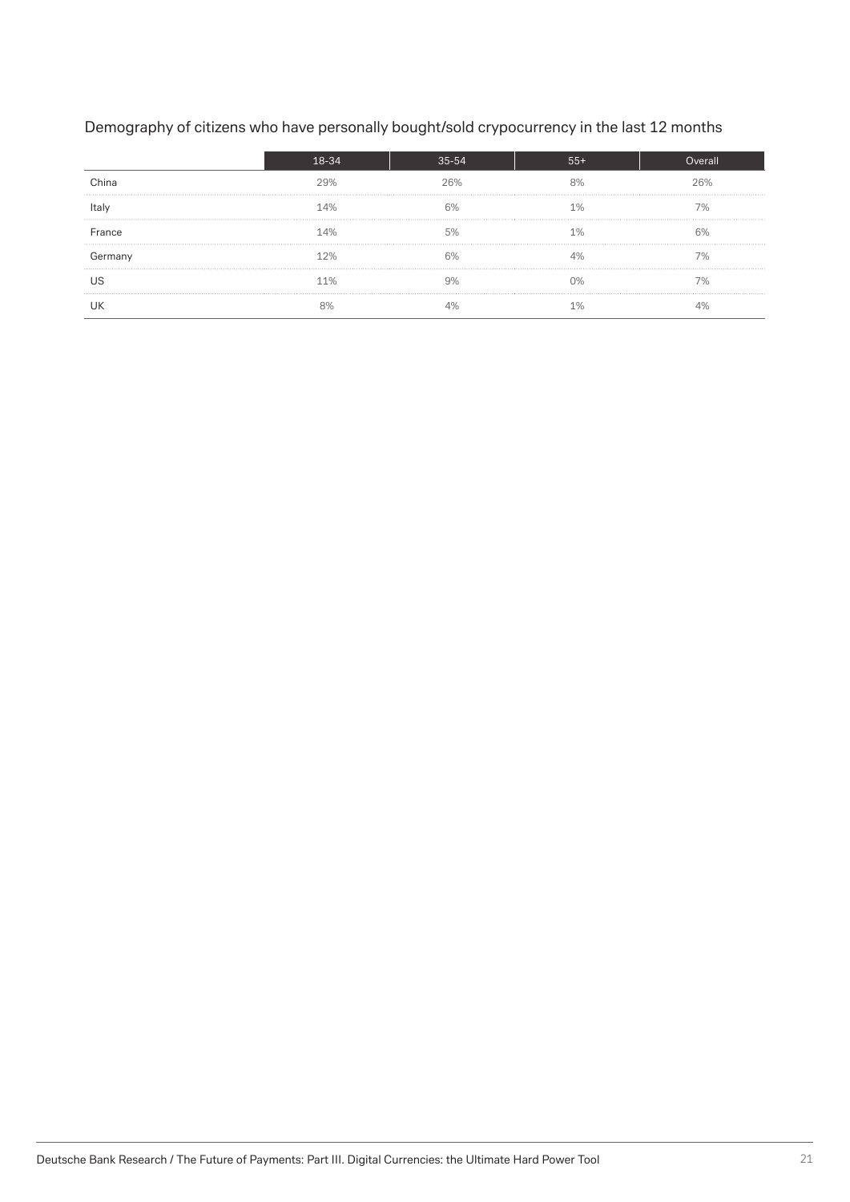Demography of citizens who have personally bought/sold crypocurrency in the last 12 months

| | 18-34 | 35-54 | 55+ | Overall |
|---|---|---|---|---|
| China | 29% | 26% | 8% | 26% |
| Italy | 14% | 6% | 1% | 7% |
| France | 14% | 5% | 1% | 6% |
| Germany | 12% | 6% | 4% | 7% |
| US | 11% | 9% | 0% | 7% |
| UK | 8% | 4% | 1% | 4% |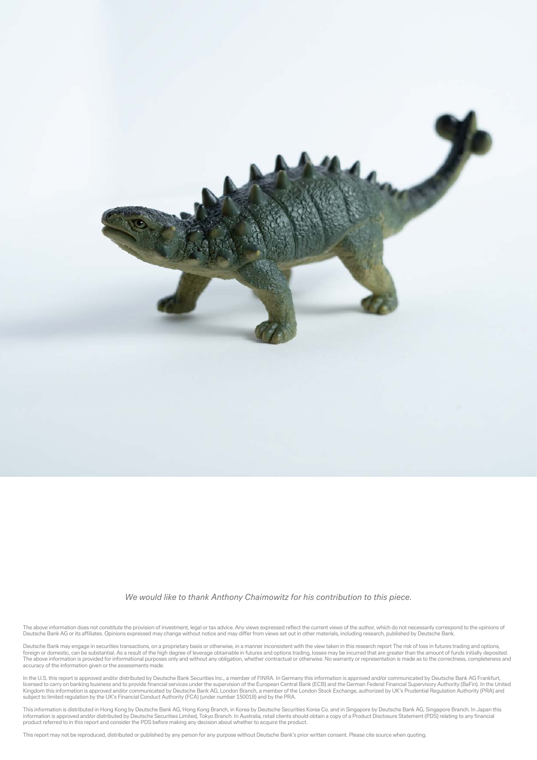*We would like to thank Anthony Chaimowitz for his contribution to this piece.*

The above information does not constitute the provision of investment, legal or tax advice. Any views expressed reflect the current views of the author, which do not necessarily correspond to the opinions of Deutsche Bank AG or its affiliates. Opinions expressed may change without notice and may differ from views set out in other materials, including research, published by Deutsche Bank.

Deutsche Bank may engage in securities transactions, on a proprietary basis or otherwise, in a manner inconsistent with the view taken in this research report The risk of loss in futures trading and options, foreign or domestic, can be substantial. As a result of the high degree of leverage obtainable in futures and options trading, losses may be incurred that are greater than the amount of funds initially deposited. The above information is provided for informational purposes only and without any obligation, whether contractual or otherwise. No warranty or representation is made as to the correctness, completeness and accuracy of the information given or the assessments made.

In the U.S. this report is approved and/or distributed by Deutsche Bank Securities Inc., a member of FINRA. In Germany this information is approved and/or communicated by Deutsche Bank AG Frankfurt, licensed to carry on banking business and to provide financial services under the supervision of the European Central Bank (ECB) and the German Federal Financial Supervisory Authority (BaFin). In the United Kingdom this information is approved and/or communicated by Deutsche Bank AG, London Branch, a member of the London Stock Exchange, authorized by UK's Prudential Regulation Authority (PRA) and subject to limited regulation by the UK's Financial Conduct Authority (FCA) (under number 150018) and by the PRA.

This information is distributed in Hong Kong by Deutsche Bank AG, Hong Kong Branch, in Korea by Deutsche Securities Korea Co. and in Singapore by Deutsche Bank AG, Singapore Branch. In Japan this information is approved and/or distributed by Deutsche Securities Limited, Tokyo Branch. In Australia, retail clients should obtain a copy of a Product Disclosure Statement (PDS) relating to any financial product referred to in this report and consider the PDS before making any decision about whether to acquire the product.

This report may not be reproduced, distributed or published by any person for any purpose without Deutsche Bank's prior written consent. Please cite source when quoting.